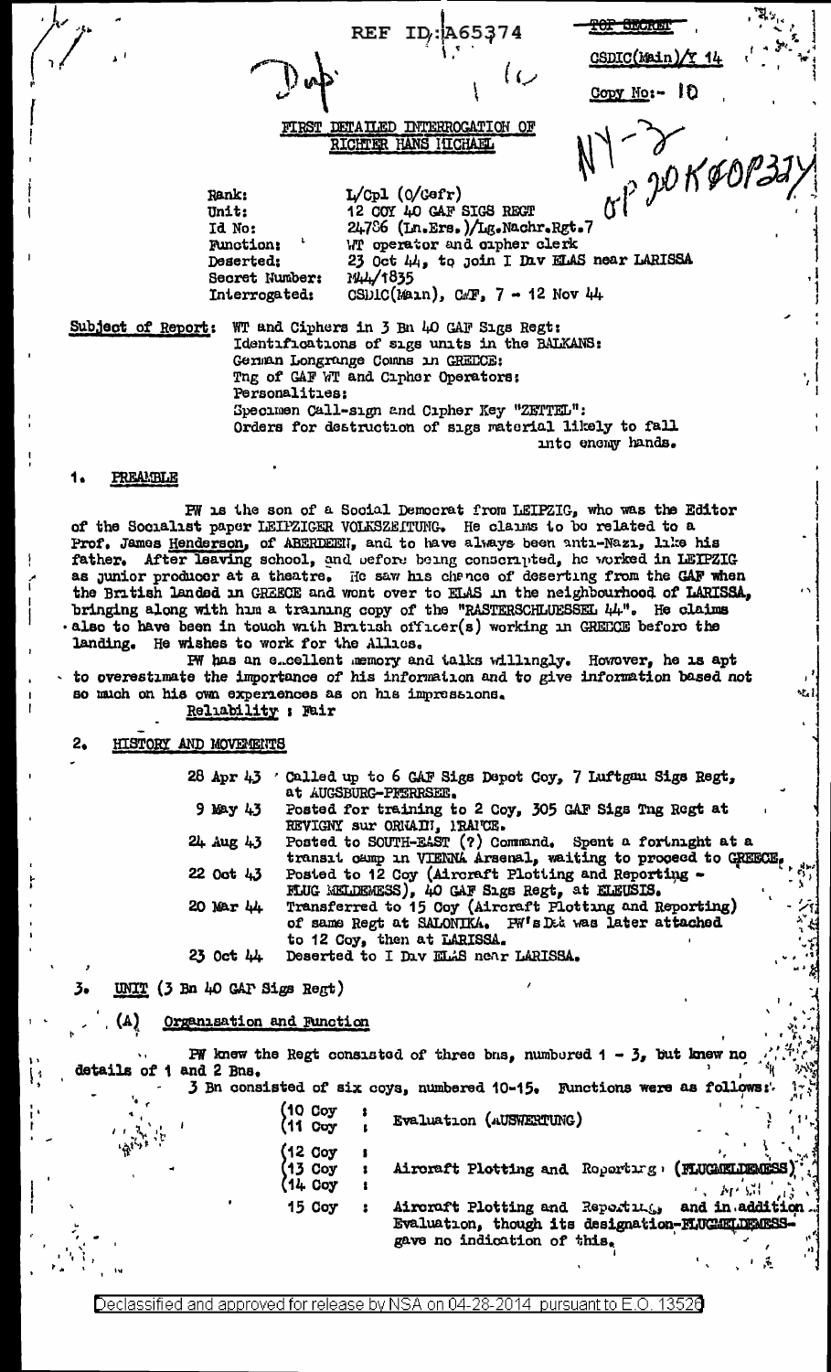REF ID:A65374

TOP SECRET

CSDIC(Main)/Y 14

Copy No:- 10

# FIRST DETAILED INTERROGATION OF RICHTER HANS MICHAEL

| | |
|---|---|
| Rank: | L/Cpl (O/Gefr) |
| Unit: | 12 COY 40 GAF SIGS REGT |
| Id No: | 24786 (Ln.Ers.)/Lg.Nachr.Rgt.7 |
| Function: | WT operator and cipher clerk |
| Deserted: | 23 Oct 44, to join I Div ELAS near LARISSA |
| Secret Number: | M44/1835 |
| Interrogated: | CSDIC(Main), CMF, 7 - 12 Nov 44 |

Subject of Report: WT and Ciphers in 3 Bn 40 GAF Sigs Regt:
Identifications of sigs units in the BALKANS:
German Longrange Comms in GREECE:
Tng of GAF WT and Cipher Operators:
Personalities:
Specimen Call-sign and Cipher Key "ZETTEL":
Orders for destruction of sigs material likely to fall into enemy hands.

## 1. PREAMBLE

PW is the son of a Social Democrat from LEIPZIG, who was the Editor of the Socialist paper LEIPZIGER VOLKSZEITUNG. He claims to be related to a Prof. James Henderson, of ABERDEEN, and to have always been anti-Nazi, like his father. After leaving school, and before being conscripted, he worked in LEIPZIG as junior producer at a theatre. He saw his chance of deserting from the GAF when the British landed in GREECE and went over to ELAS in the neighbourhood of LARISSA, bringing along with him a training copy of the "RASTERSCHLUESSEL 44". He claims also to have been in touch with British officer(s) working in GREECE before the landing. He wishes to work for the Allies.

PW has an excellent memory and talks willingly. However, he is apt to overestimate the importance of his information and to give information based not so much on his own experiences as on his impressions.

Reliability : Fair

## 2. HISTORY AND MOVEMENTS

| | |
|---|---|
| 28 Apr 43 | Called up to 6 GAF Sigs Depot Coy, 7 Luftgau Sigs Regt, at AUGSBURG-PFERRSEE. |
| 9 May 43 | Posted for training to 2 Coy, 305 GAF Sigs Tng Regt at REVIGNY sur ORNAIN, FRANCE. |
| 24 Aug 43 | Posted to SOUTH-EAST (?) Command. Spent a fortnight at a transit camp in VIENNA Arsenal, waiting to proceed to GREECE. |
| 22 Oct 43 | Posted to 12 Coy (Aircraft Plotting and Reporting - FLUG MELDEMESS), 40 GAF Sigs Regt, at ELEUSIS. |
| 20 Mar 44 | Transferred to 15 Coy (Aircraft Plotting and Reporting) of same Regt at SALONIKA. PW's Det was later attached to 12 Coy, then at LARISSA. |
| 23 Oct 44 | Deserted to I Div ELAS near LARISSA. |

## 3. UNIT (3 Bn 40 GAF Sigs Regt)

### (A) Organisation and Function

PW knew the Regt consisted of three bns, numbered 1 - 3, but knew no details of 1 and 2 Bns.

3 Bn consisted of six coys, numbered 10-15. Functions were as follows:

| | |
|---|---|
| 10 Coy, 11 Coy | Evaluation (AUSWERTUNG) |
| 12 Coy, 13 Coy, 14 Coy | Aircraft Plotting and Reporting (FLUGMELDEMESS) |
| 15 Coy | Aircraft Plotting and Reporting, and in addition Evaluation, though its designation-FLUGMELDEMESS- gave no indication of this. |

Declassified and approved for release by NSA on 04-28-2014 pursuant to E.O. 13526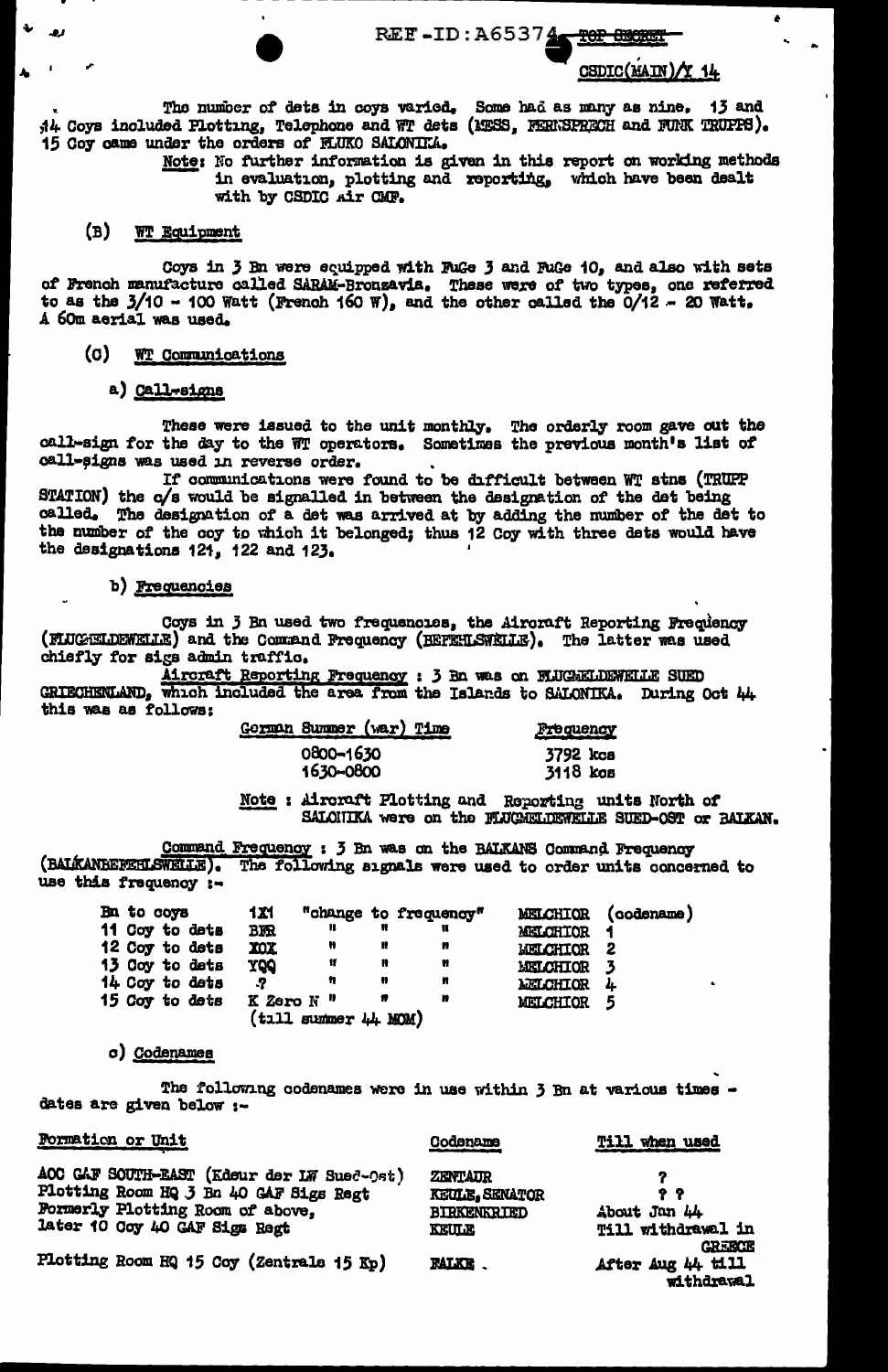The number of dets in coys varied. Some had as many as nine. 13 and 14 Coys included Plotting, Telephone and WT dets (MESS, FERNSPRECH and FUNK TRUPPS). 15 Coy came under the orders of FLUKO SALONIKA.

> Note: No further information is given in this report on working methods in evaluation, plotting and reporting, which have been dealt with by CSDIC Air CMF.

## (B) WT Equipment

Coys in 3 Bn were equipped with FuGe 3 and FuGe 10, and also with sets of French manufacture called SARAM-Bronzavia. These were of two types, one referred to as the 3/10 - 100 Watt (French 160 W), and the other called the 0/12 - 20 Watt. A 60m aerial was used.

## (C) WT Communications

### a) Call-signs

These were issued to the unit monthly. The orderly room gave out the call-sign for the day to the WT operators. Sometimes the previous month's list of call-signs was used in reverse order.

If communications were found to be difficult between WT stns (TRUPP STATION) the c/s would be signalled in between the designation of the det being called. The designation of a det was arrived at by adding the number of the det to the number of the coy to which it belonged; thus 12 Coy with three dets would have the designations 121, 122 and 123.

### b) Frequencies

Coys in 3 Bn used two frequencies, the Aircraft Reporting Frequency (FLUGMELDEWELLE) and the Command Frequency (BEFEHLSWELLE). The latter was used chiefly for sigs admin traffic.

Aircraft Reporting Frequency : 3 Bn was on FLUGMELDEWELLE SUED GRIECHENLAND, which included the area from the Islands to SALONIKA. During Oct 44 this was as follows:

| German Summer (war) Time | Frequency |
|---|---|
| 0800-1630 | 3792 kcs |
| 1630-0800 | 3118 kcs |

> Note : Aircraft Plotting and Reporting units North of SALONIKA were on the FLUGMELDEWELLE SUED-OST or BALKAN.

Command Frequency : 3 Bn was on the BALKANS Command Frequency (BALKANBEFEHLSWELLE). The following signals were used to order units concerned to use this frequency :-

| | | | |
|---|---|---|---|
| Bn to coys | 1X1 | "change to frequency" | MELCHIOR (codename) |
| 11 Coy to dets | BFR | " " " | MELCHIOR 1 |
| 12 Coy to dets | XOX | " " " | MELCHIOR 2 |
| 13 Coy to dets | YQQ | " " " | MELCHIOR 3 |
| 14 Coy to dets | ? | " " " | MELCHIOR 4 |
| 15 Coy to dets | K Zero N (till summer 44 MOM) | " " " | MELCHIOR 5 |

### c) Codenames

The following codenames were in use within 3 Bn at various times - dates are given below :-

| Formation or Unit | Codename | Till when used |
|---|---|---|
| AOC GAF SOUTH-EAST (Kdeur der LW Sued-Ost) | ZENTAUR | ? |
| Plotting Room HQ 3 Bn 40 GAF Sigs Regt | KEULE, SENATOR | ? ? |
| Formerly Plotting Room of above, later 10 Coy 40 GAF Sigs Regt | BIRKENKRIED / KEULE | About Jun 44 / Till withdrawal in GREECE |
| Plotting Room HQ 15 Coy (Zentrale 15 Kp) | FALKE . | After Aug 44 till withdrawal |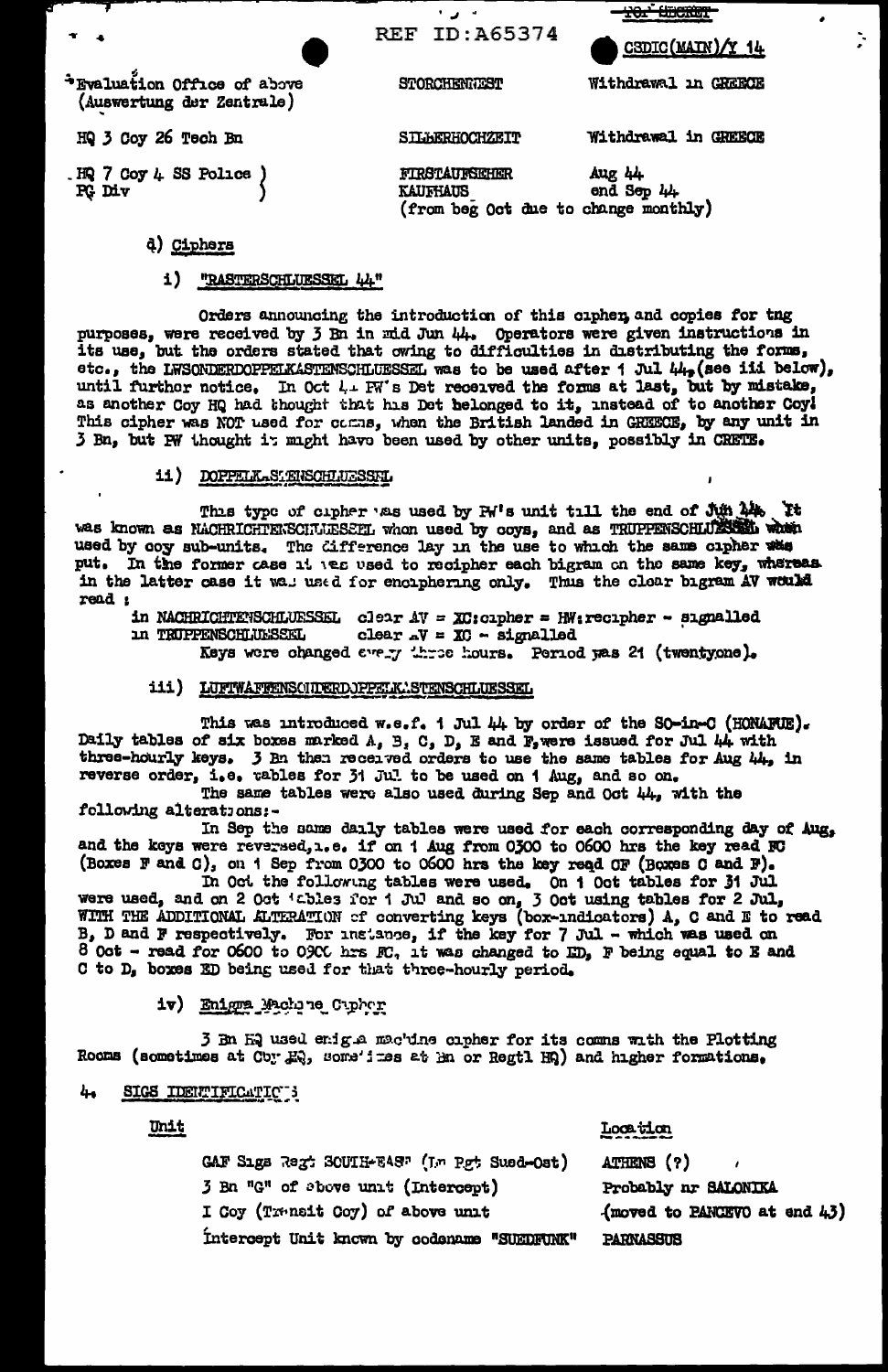REF ID:A65374

TOP SECRET

CSDIC(MAIN)/Y 14

| | | |
|---|---|---|
| Evaluation Office of above (Auswertung der Zentrale) | STORCHENNEST | Withdrawal in GREECE |
| HQ 3 Coy 26 Tech Bn | SILBERHOCHZEIT | Withdrawal in GREECE |
| HQ 7 Coy 4 SS Police PG Div | FIRSTAUFSEHER<br>KAUFHAUS | Aug 44<br>end Sep 44 |
| | (from beg Oct due to change monthly) | |

d) Ciphers

i) "RASTERSCHLUESSEL 44"

Orders announcing the introduction of this cipher, and copies for tng purposes, were received by 3 Bn in mid Jun 44. Operators were given instructions in its use, but the orders stated that owing to difficulties in distributing the forms, etc., the LWSONDERDOPPELKASTENSCHLUESSEL was to be used after 1 Jul 44, (see iii below), until further notice. In Oct 44 PW's Det received the forms at last, but by mistake, as another Coy HQ had thought that his Det belonged to it, instead of to another Coy! This cipher was NOT used for comms, when the British landed in GREECE, by any unit in 3 Bn, but PW thought it might have been used by other units, possibly in CRETE.

ii) DOPPELKASTENSCHLUESSEL

This type of cipher was used by PW's unit till the end of Jun 44. It was known as NACHRICHTENSCHLUESSEL when used by coys, and as TRUPPENSCHLUESSEL when used by coy sub-units. The difference lay in the use to which the same cipher was put. In the former case it was used to recipher each bigram on the same key, whereas in the latter case it was used for enciphering only. Thus the clear bigram AV would read :

in NACHRICHTENSCHLUESSEL clear AV = XC:cipher = HW:recipher - signalled
in TRUPPENSCHLUESSEL clear AV = XC - signalled

Keys were changed every three hours. Period was 21 (twentyone).

iii) LUFTWAFFENSONDERDOPPELKASTENSCHLUESSEL

This was introduced w.e.f. 1 Jul 44 by order of the SO-in-C (HONAFUE). Daily tables of six boxes marked A, B, C, D, E and F, were issued for Jul 44 with three-hourly keys. 3 Bn then received orders to use the same tables for Aug 44, in reverse order, i.e. tables for 31 Jul to be used on 1 Aug, and so on.

The same tables were also used during Sep and Oct 44, with the following alterations:-

In Sep the same daily tables were used for each corresponding day of Aug, and the keys were reversed, i.e. if on 1 Aug from 0300 to 0600 hrs the key read FC (Boxes F and C), on 1 Sep from 0300 to 0600 hrs the key read CF (Boxes C and F).

In Oct the following tables were used. On 1 Oct tables for 31 Jul were used, and on 2 Oct tables for 1 Jul and so on, 3 Oct using tables for 2 Jul, WITH THE ADDITIONAL ALTERATION of converting keys (box-indicators) A, C and E to read B, D and F respectively. For instance, if the key for 7 Jul - which was used on 8 Oct - read for 0600 to 0900 hrs FC, it was changed to ED, F being equal to E and C to D, boxes ED being used for that three-hourly period.

iv) Enigma Machine Cipher

3 Bn HQ used enigma machine cipher for its comms with the Plotting Rooms (sometimes at Coy HQ, sometimes at Bn or Regtl HQ) and higher formations.

4. SIGS IDENTIFICATIONS

| Unit | Location |
|---|---|
| GAF Sigs Regt SOUTH-EAST (Ln Rgt Sued-Ost) | ATHENS (?) |
| 3 Bn "G" of above unit (Intercept) | Probably nr SALONIKA |
| I Coy (Transit Coy) of above unit | (moved to PANCEVO at end 43) |
| Intercept Unit known by codename "SUEDFUNK" | PARNASSUS |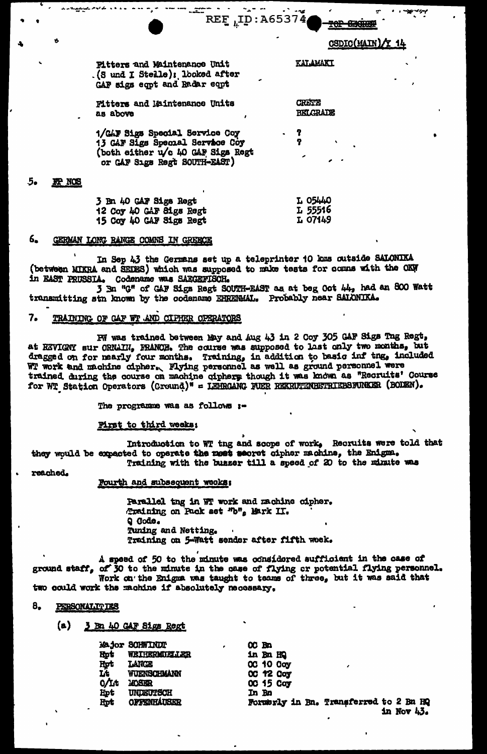CSDIC(MAIN)/Y 14

| | |
|---|---|
| Fitters and Maintenance Unit (S und I Stelle): looked after GAF sigs eqpt and Radar eqpt | KALAMAKI |
| Fitters and Maintenance Units as above | CRETE BELGRADE |
| 1/GAF Sigs Special Service Coy | ? |
| 13 GAF Sigs Special Service Coy (both either u/c 40 GAF Sigs Regt or GAF Sigs Regt SOUTH-EAST) | ? |

5. FP NOS

| | |
|---|---|
| 3 Bn 40 GAF Sigs Regt | L 05440 |
| 12 Coy 40 GAF Sigs Regt | L 55516 |
| 15 Coy 40 GAF Sigs Regt | L 07149 |

6. GERMAN LONG RANGE COMNS IN GREECE

In Sep 43 the Germans set up a teleprinter 10 kms outside SALONIKA (between MIKRA and SEDES) which was supposed to make tests for comns with the OKW in EAST PRUSSIA. Codename was SAEGEFISCH.

3 Bn "G" of GAF Sigs Regt SOUTH-EAST as at beg Oct 44, had an 800 Watt transmitting stn known by the codename EHRENMAL. Probably near SALONIKA.

7. TRAINING OF GAF WT AND CIPHER OPERATORS

PW was trained between May and Aug 43 in 2 Coy 305 GAF Sigs Tng Regt, at REVIGNY sur ORNAIN, FRANCE. The course was supposed to last only two months, but dragged on for nearly four months. Training, in addition to basic inf tng, included WT work and machine cipher. Flying personnel as well as ground personnel were trained during the course on machine ciphers though it was known as "Recruits' Course for WT Station Operators (Ground)" = LEHRGANG FUER REKRUTENBETRIEBSFUNKER (BODEN).

The programme was as follows :-

First to third weeks:

Introduction to WT tng and scope of work. Recruits were told that they would be expected to operate the most secret cipher machine, the Enigma.

Training with the buzzer till a speed of 20 to the minute was reached.

Fourth and subsequent weeks:

Parallel tng in WT work and machine cipher.
Training on Pack set "b", Mark II.
Q Code.
Tuning and Netting.
Training on 5-Watt sender after fifth week.

A speed of 50 to the minute was considered sufficient in the case of ground staff, of 30 to the minute in the case of flying or potential flying personnel.

Work on the Enigma was taught to teams of three, but it was said that two could work the machine if absolutely necessary.

8. PERSONALITIES

(a) 3 Bn 40 GAF Sigs Regt

| | |
|---|---|
| Major SCHWINDT | OC Bn |
| Hpt WEIHERMUELLER | in Bn HQ |
| Hpt LANGE | OC 10 Coy |
| Lt WUENSCHMANN | OC 12 Coy |
| O/Lt MOSER | OC 15 Coy |
| Hpt UNDEUTSCH | In Bn |
| Hpt OFFENHÄUSER | Formerly in Bn. Transferred to 2 Bn HQ in Nov 43. |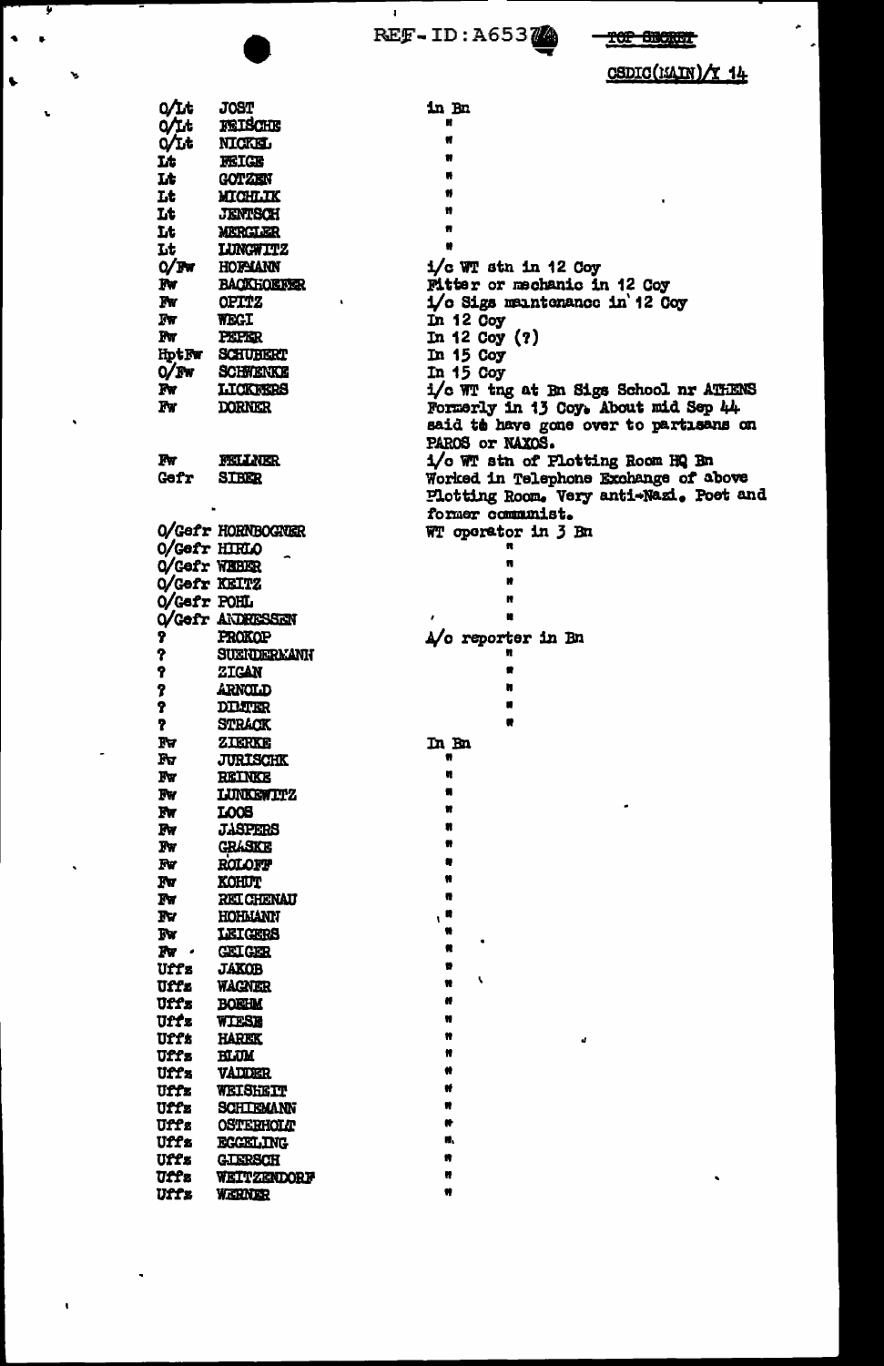REF-ID:A65374 TOP SECRET

CSDIC(MAIN)/X 14

| | | |
|---|---|---|
| O/Lt | JOST | in Bn |
| O/Lt | FRISCHE | " |
| O/Lt | NICKEL | " |
| Lt | FEIGE | " |
| Lt | GOTZEN | " |
| Lt | MICHLIK | " |
| Lt | JENTSCH | " |
| Lt | MERGLER | " |
| Lt | LUNGWITZ | " |
| O/Fw | HOFMANN | i/c WT stn in 12 Coy |
| Fw | BACKHOEFER | Fitter or mechanic in 12 Coy |
| Fw | OPITZ | i/c Sigs maintenance in 12 Coy |
| Fw | WEGI | In 12 Coy |
| Fw | PEPER | In 12 Coy (?) |
| HptFw | SCHUBERT | In 15 Coy |
| O/Fw | SCHWENKE | In 15 Coy |
| Fw | LICKFERS | i/c WT tng at Bn Sigs School nr ATHENS |
| Fw | DORNER | Formerly in 13 Coy. About mid Sep 44 said to have gone over to partisans on PAROS or NAXOS. |
| Fw | FELLNER | i/c WT stn of Plotting Room HQ Bn |
| Gefr | SIBER | Worked in Telephone Exchange of above Plotting Room. Very anti-Nazi. Poet and former communist. |
| O/Gefr | HORNBOGNER | WT operator in 3 Bn |
| O/Gefr | HIRLO | " |
| O/Gefr | WEBER | " |
| O/Gefr | KEITZ | " |
| O/Gefr | POHL | " |
| O/Gefr | ANDRESSEN | " |
| ? | PROKOP | A/c reporter in Bn |
| ? | SUENDERMANN | " |
| ? | ZIGAN | " |
| ? | ARNOLD | " |
| ? | DILLTER | " |
| ? | STRACK | " |
| Fw | ZIERKE | In Bn |
| Fw | JURISCHK | " |
| Fw | REINKE | " |
| Fw | LUNKEWITZ | " |
| Fw | LOOS | " |
| Fw | JASPERS | " |
| Fw | GRASKE | " |
| Fw | ROLOFF | " |
| Fw | KOHUT | " |
| Fw | REICHENAU | " |
| Fw | HOHMANN | " |
| Fw | LEIGERS | " |
| Fw | GEIGER | " |
| Uffz | JAKOB | " |
| Uffz | WAGNER | " |
| Uffz | BOEHM | " |
| Uffz | WIESE | " |
| Uffz | HAREK | " |
| Uffz | BLUM | " |
| Uffz | VADDER | " |
| Uffz | WEISHEIT | " |
| Uffz | SCHIEMANN | " |
| Uffz | OSTERHOLT | " |
| Uffz | EGGELING | " |
| Uffz | GIERSCH | " |
| Uffz | WEITZENDORF | " |
| Uffz | WERNER | " |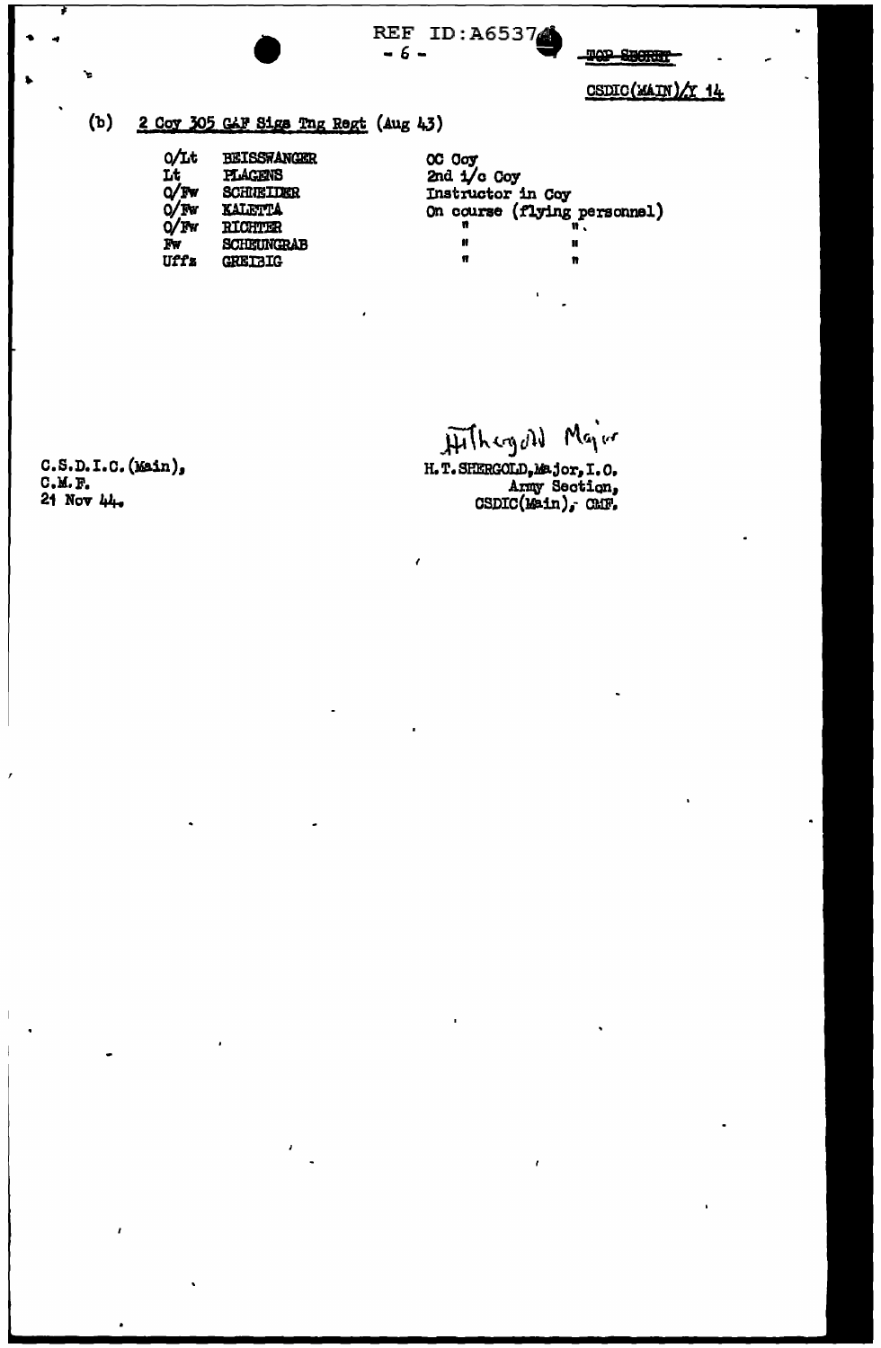TOP SECRET

CSDIC(MAIN)/X 14

(b) 2 Coy 305 GAF Sigs Tng Regt (Aug 43)

| | | |
|---|---|---|
| O/Lt | BEISSWANGER | OC Coy |
| Lt | PLAGENS | 2nd i/c Coy |
| O/Fw | SCHNEIDER | Instructor in Coy |
| O/Fw | KALETTA | On course (flying personnel) |
| O/Fw | RICHTER | " " |
| Fw | SCHEUNGRAB | " " |
| Uffz | GREIBIG | " " |

C.S.D.I.C. (Main),
C.M.F.
21 Nov 44.

Hitherguld Major

H.T. SHERGOLD, Major, I.O.
Army Section,
CSDIC(Main), CMF.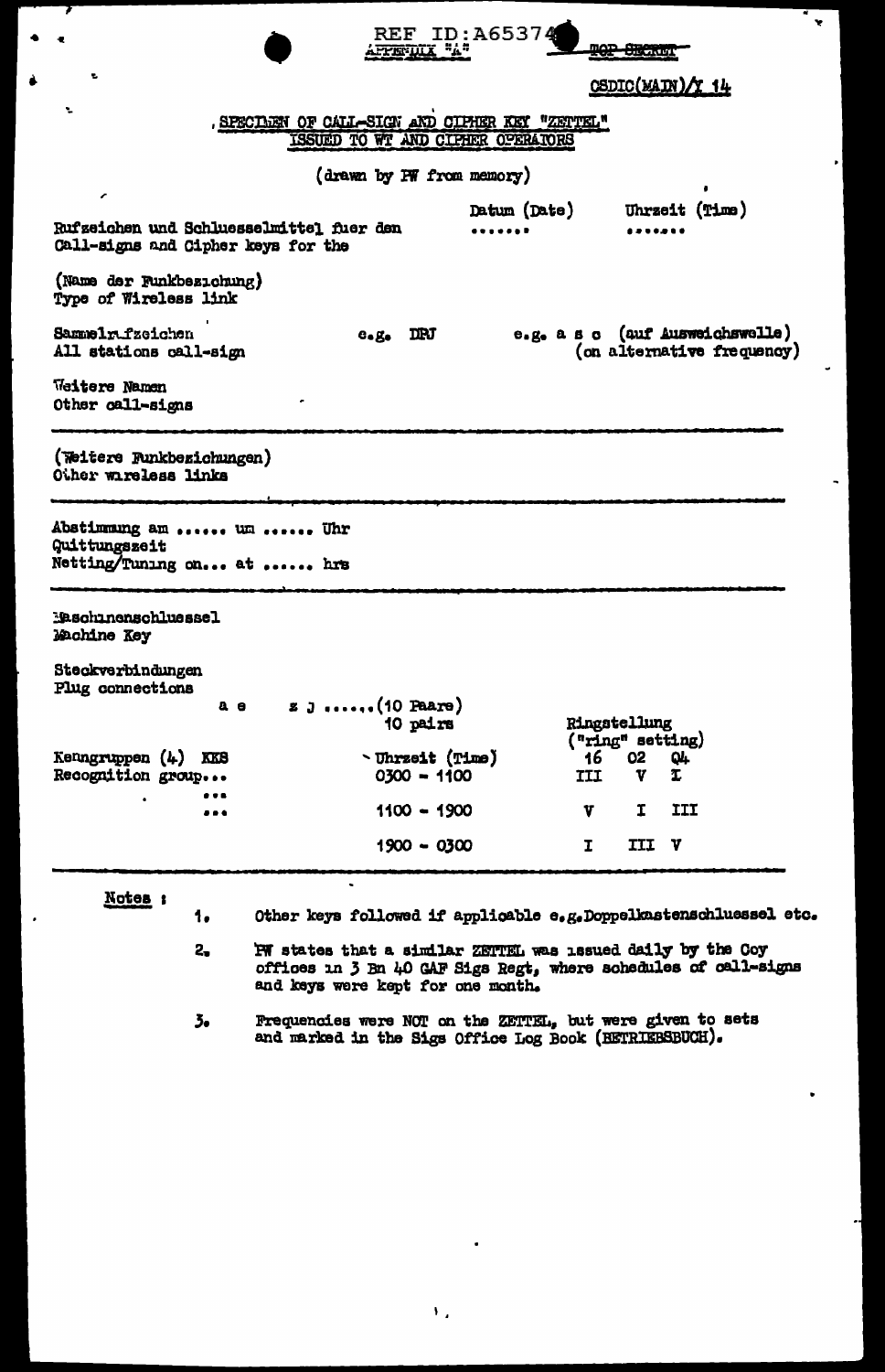REF ID:A65374
APPENDIX "A"

TOP SECRET

CSDIC(MAIN)/Y 14

## SPECIMEN OF CALL-SIGN AND CIPHER KEY "ZETTEL" ISSUED TO WT AND CIPHER OPERATORS

(drawn by PW from memory)

| | | Datum (Date) | Uhrzeit (Time) |
|---|---|---|---|
| Rufzeichen und Schluesselmittel fuer den<br>Call-signs and Cipher keys for the | | ....... | ....... |

(Name der Funkbeziehung)
Type of Wireless link

Sammelrufzeichen e.g. DRJ e.g. a s c (auf Ausweichswelle)
All stations call-sign (on alternative frequency)

Weitere Namen
Other call-signs

---

(Weitere Funkbeziehungen)
Other wireless links

---

Abstimmung am ...... um ...... Uhr
Quittungszeit
Netting/Tuning on... at ...... hrs

---

Maschinenschluessel
Machine Key

Steckverbindungen
Plug connections

a e z j ......(10 Paare)
10 pairs

| Kenngruppen (4) KKS<br>Recognition group... | Uhrzeit (Time) | Ringstellung ("ring" setting) | | |
|---|---|---|---|---|
| | | 16 | 02 | 04 |
| | 0300 - 1100 | III | V | I |
| ... | 1100 - 1900 | V | I | III |
| ... | 1900 - 0300 | I | III | V |

---

**Notes :**

1. Other keys followed if applicable e.g.Doppelkastenschluessel etc.

2. PW states that a similar ZETTEL was issued daily by the Coy offices in 3 Bn 40 GAF Sigs Regt, where schedules of call-signs and keys were kept for one month.

3. Frequencies were NOT on the ZETTEL, but were given to sets and marked in the Sigs Office Log Book (BETRIEBSBUCH).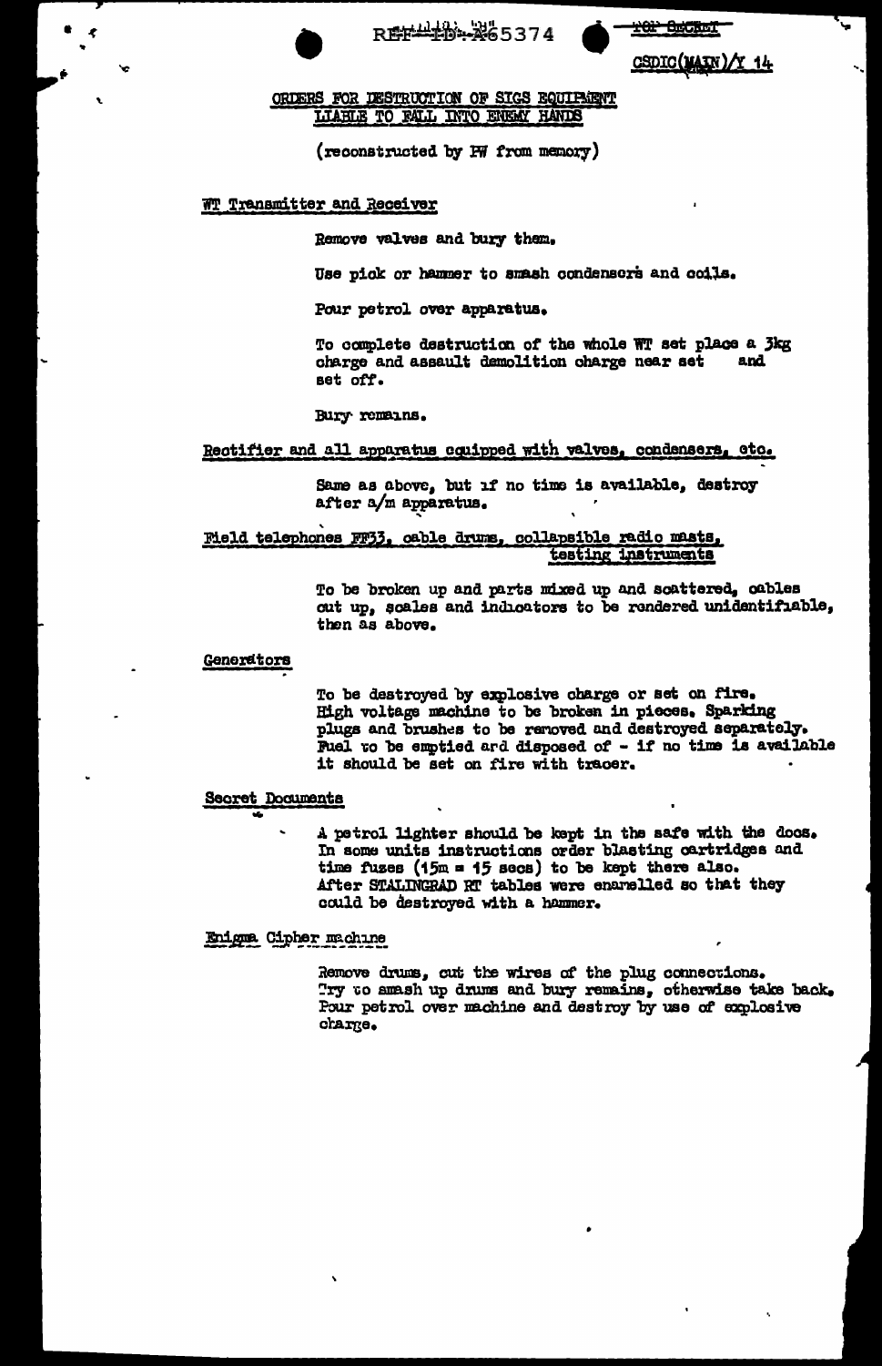REF-ID-A65374 TOP SECRET

CSDIC(MAIN)/Y 14

## ORDERS FOR DESTRUCTION OF SIGS EQUIPMENT LIABLE TO FALL INTO ENEMY HANDS

(reconstructed by PW from memory)

### WT Transmitter and Receiver

Remove valves and bury them.

Use pick or hammer to smash condensers and coils.

Pour petrol over apparatus.

To complete destruction of the whole WT set place a 3kg charge and assault demolition charge near set and set off.

Bury remains.

### Rectifier and all apparatus equipped with valves, condensers, etc.

Same as above, but if no time is available, destroy after a/m apparatus.

### Field telephones FF33, cable drums, collapsible radio masts, testing instruments

To be broken up and parts mixed up and scattered, cables cut up, scales and indicators to be rendered unidentifiable, then as above.

### Generators

To be destroyed by explosive charge or set on fire. High voltage machine to be broken in pieces. Sparking plugs and brushes to be removed and destroyed separately. Fuel to be emptied and disposed of - if no time is available it should be set on fire with tracer.

### Secret Documents

A petrol lighter should be kept in the safe with the docs. In some units instructions order blasting cartridges and time fuses (15m = 15 secs) to be kept there also. After STALINGRAD RT tables were enamelled so that they could be destroyed with a hammer.

### Enigma Cipher machine

Remove drums, cut the wires of the plug connections. Try to smash up drums and bury remains, otherwise take back. Pour petrol over machine and destroy by use of explosive charge.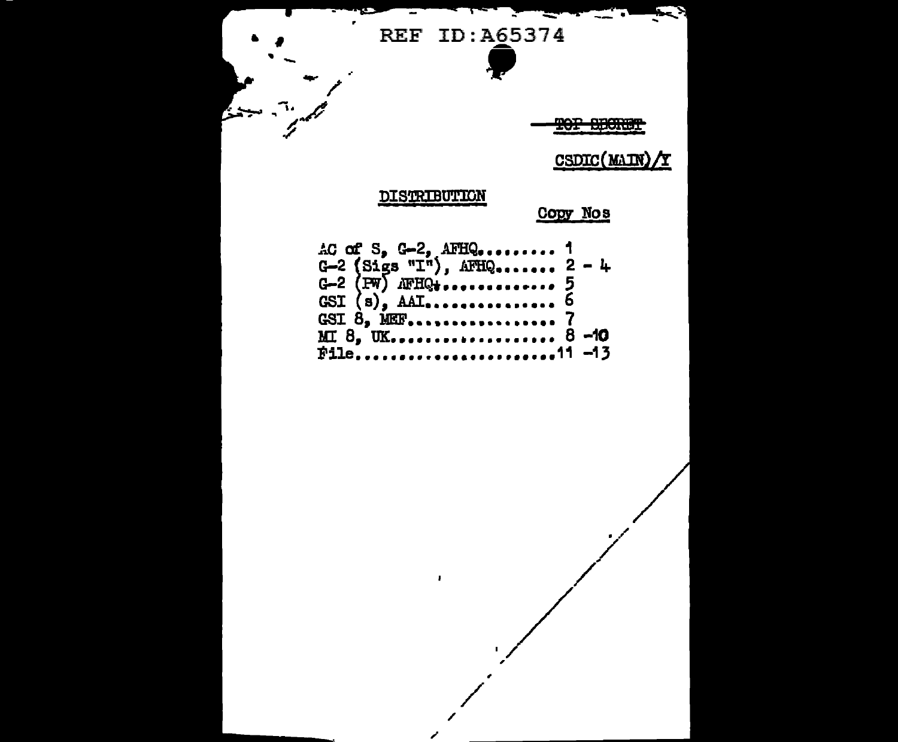REF ID:A65374

~~TOP SECRET~~

CSDIC(MAIN)/Y

DISTRIBUTION

| | Copy Nos |
|---|---|
| AC of S, G-2, AFHQ......... | 1 |
| G-2 (Sigs "I"), AFHQ....... | 2 - 4 |
| G-2 (PW) AFHQ.............. | 5 |
| GSI (s), AAI............... | 6 |
| GSI 8, MEF................. | 7 |
| MI 8, UK................... | 8 -10 |
| File....................... | 11 -13 |